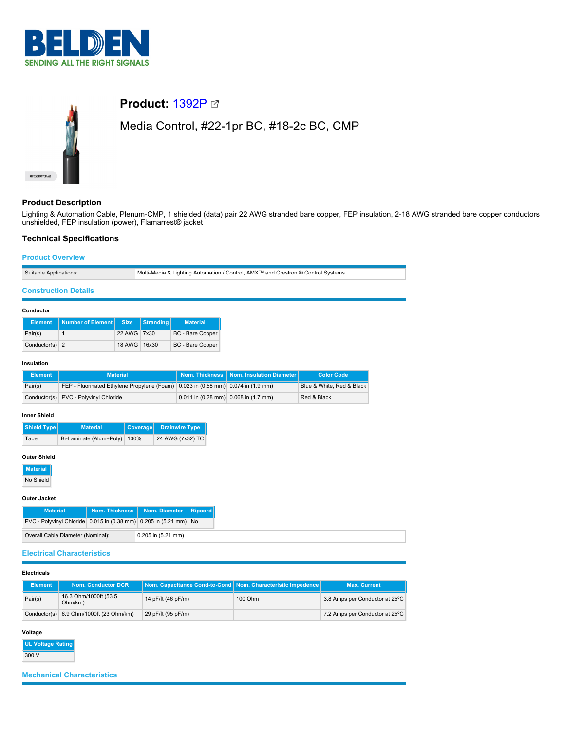# Product: 1392P

## Media Control, #22-1pr BC, #18-2c BC, CMP

## Product Description

Lighting & Automation Cable, Plenum-CMP, 1 shielded (data) pair 22 AWG stranded bare copper, FEP insulation, 2-18 AWG stranded bare copper conductors unshielded, FEP insulation (power), Flamarrest® jacket

## Technical Specifications

### Product Overview

| | |
|---|---|
| Suitable Applications: | Multi-Media & Lighting Automation / Control, AMX™ and Crestron ® Control Systems |

### Construction Details

**Conductor**

| Element | Number of Element | Size | Stranding | Material |
|---|---|---|---|---|
| Pair(s) | 1 | 22 AWG | 7x30 | BC - Bare Copper |
| Conductor(s) | 2 | 18 AWG | 16x30 | BC - Bare Copper |

**Insulation**

| Element | Material | Nom. Thickness | Nom. Insulation Diameter | Color Code |
|---|---|---|---|---|
| Pair(s) | FEP - Fluorinated Ethylene Propylene (Foam) | 0.023 in (0.58 mm) | 0.074 in (1.9 mm) | Blue & White, Red & Black |
| Conductor(s) | PVC - Polyvinyl Chloride | 0.011 in (0.28 mm) | 0.068 in (1.7 mm) | Red & Black |

**Inner Shield**

| Shield Type | Material | Coverage | Drainwire Type |
|---|---|---|---|
| Tape | Bi-Laminate (Alum+Poly) | 100% | 24 AWG (7x32) TC |

**Outer Shield**

| Material |
|---|
| No Shield |

**Outer Jacket**

| Material | Nom. Thickness | Nom. Diameter | Ripcord |
|---|---|---|---|
| PVC - Polyvinyl Chloride | 0.015 in (0.38 mm) | 0.205 in (5.21 mm) | No |

| | |
|---|---|
| Overall Cable Diameter (Nominal): | 0.205 in (5.21 mm) |

### Electrical Characteristics

**Electricals**

| Element | Nom. Conductor DCR | Nom. Capacitance Cond-to-Cond | Nom. Characteristic Impedence | Max. Current |
|---|---|---|---|---|
| Pair(s) | 16.3 Ohm/1000ft (53.5 Ohm/km) | 14 pF/ft (46 pF/m) | 100 Ohm | 3.8 Amps per Conductor at 25ºC |
| Conductor(s) | 6.9 Ohm/1000ft (23 Ohm/km) | 29 pF/ft (95 pF/m) | | 7.2 Amps per Conductor at 25ºC |

**Voltage**

| UL Voltage Rating |
|---|
| 300 V |

### Mechanical Characteristics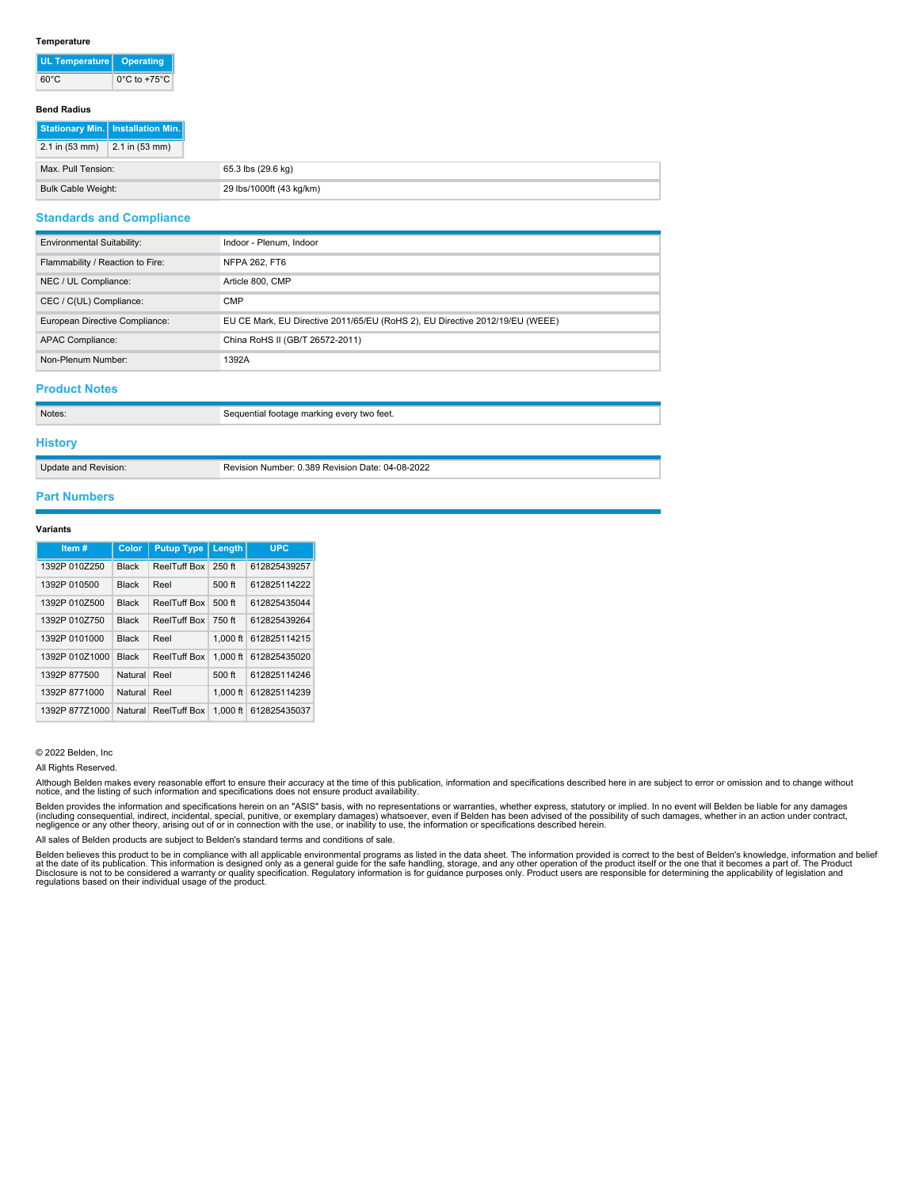### Temperature

| UL Temperature | Operating |
|---|---|
| 60°C | 0°C to +75°C |

### Bend Radius

| Stationary Min. | Installation Min. |
|---|---|
| 2.1 in (53 mm) | 2.1 in (53 mm) |

| | |
|---|---|
| Max. Pull Tension: | 65.3 lbs (29.6 kg) |
| Bulk Cable Weight: | 29 lbs/1000ft (43 kg/km) |

## Standards and Compliance

| | |
|---|---|
| Environmental Suitability: | Indoor - Plenum, Indoor |
| Flammability / Reaction to Fire: | NFPA 262, FT6 |
| NEC / UL Compliance: | Article 800, CMP |
| CEC / C(UL) Compliance: | CMP |
| European Directive Compliance: | EU CE Mark, EU Directive 2011/65/EU (RoHS 2), EU Directive 2012/19/EU (WEEE) |
| APAC Compliance: | China RoHS II (GB/T 26572-2011) |
| Non-Plenum Number: | 1392A |

## Product Notes

| | |
|---|---|
| Notes: | Sequential footage marking every two feet. |

## History

| | |
|---|---|
| Update and Revision: | Revision Number: 0.389 Revision Date: 04-08-2022 |

## Part Numbers

### Variants

| Item # | Color | Putup Type | Length | UPC |
|---|---|---|---|---|
| 1392P 010Z250 | Black | ReelTuff Box | 250 ft | 612825439257 |
| 1392P 010500 | Black | Reel | 500 ft | 612825114222 |
| 1392P 010Z500 | Black | ReelTuff Box | 500 ft | 612825435044 |
| 1392P 010Z750 | Black | ReelTuff Box | 750 ft | 612825439264 |
| 1392P 0101000 | Black | Reel | 1,000 ft | 612825114215 |
| 1392P 010Z1000 | Black | ReelTuff Box | 1,000 ft | 612825435020 |
| 1392P 877500 | Natural | Reel | 500 ft | 612825114246 |
| 1392P 8771000 | Natural | Reel | 1,000 ft | 612825114239 |
| 1392P 877Z1000 | Natural | ReelTuff Box | 1,000 ft | 612825435037 |

© 2022 Belden, Inc

All Rights Reserved.

Although Belden makes every reasonable effort to ensure their accuracy at the time of this publication, information and specifications described here in are subject to error or omission and to change without notice, and the listing of such information and specifications does not ensure product availability.

Belden provides the information and specifications herein on an "ASIS" basis, with no representations or warranties, whether express, statutory or implied. In no event will Belden be liable for any damages (including consequential, indirect, incidental, special, punitive, or exemplary damages) whatsoever, even if Belden has been advised of the possibility of such damages, whether in an action under contract, negligence or any other theory, arising out of or in connection with the use, or inability to use, the information or specifications described herein.

All sales of Belden products are subject to Belden's standard terms and conditions of sale.

Belden believes this product to be in compliance with all applicable environmental programs as listed in the data sheet. The information provided is correct to the best of Belden's knowledge, information and belief at the date of its publication. This information is designed only as a general guide for the safe handling, storage, and any other operation of the product itself or the one that it becomes a part of. The Product Disclosure is not to be considered a warranty or quality specification. Regulatory information is for guidance purposes only. Product users are responsible for determining the applicability of legislation and regulations based on their individual usage of the product.